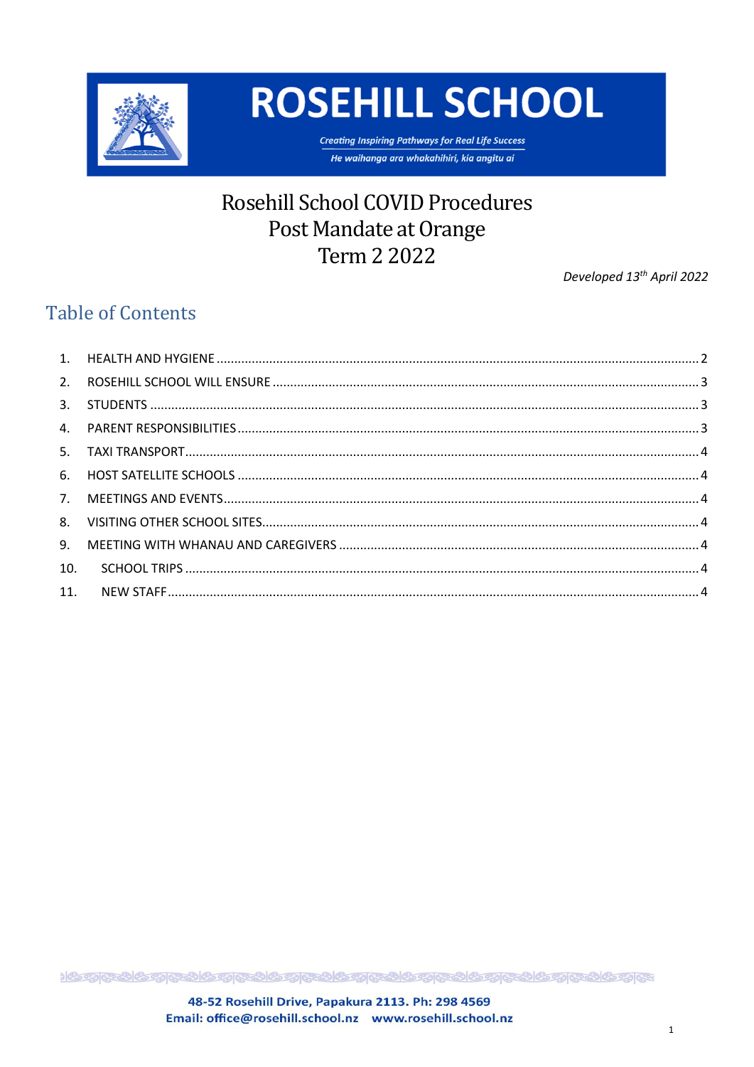# ROSEHILL SCHOOL

*Creating Inspiring Pathways for Real Life Success*

*He waihanga ara whakahihiri, kia angitu ai*

# Rosehill School COVID Procedures
# Post Mandate at Orange
# Term 2 2022

*Developed 13th April 2022*

## Table of Contents

1. HEALTH AND HYGIENE ........ 2
2. ROSEHILL SCHOOL WILL ENSURE ........ 3
3. STUDENTS ........ 3
4. PARENT RESPONSIBILITIES ........ 3
5. TAXI TRANSPORT ........ 4
6. HOST SATELLITE SCHOOLS ........ 4
7. MEETINGS AND EVENTS ........ 4
8. VISITING OTHER SCHOOL SITES ........ 4
9. MEETING WITH WHANAU AND CAREGIVERS ........ 4
10. SCHOOL TRIPS ........ 4
11. NEW STAFF ........ 4

48-52 Rosehill Drive, Papakura 2113. Ph: 298 4569
Email: office@rosehill.school.nz www.rosehill.school.nz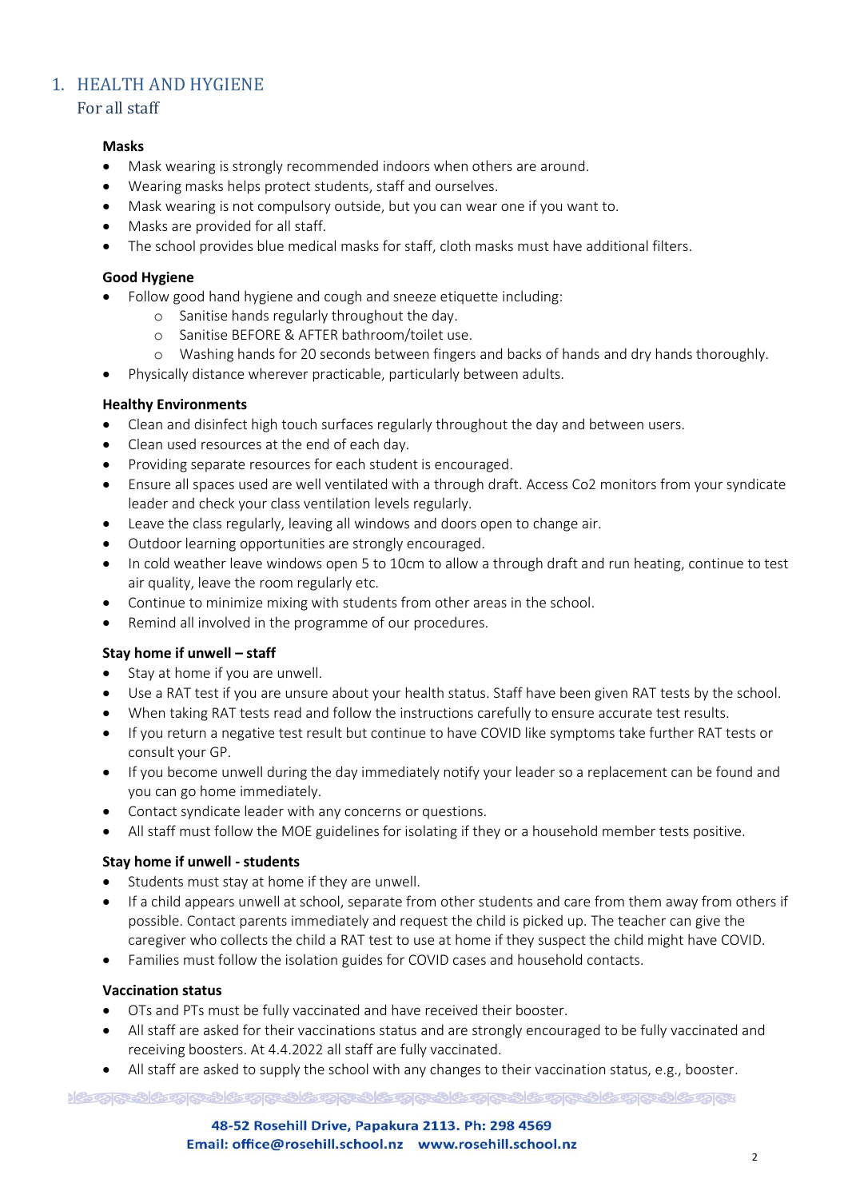# 1. HEALTH AND HYGIENE

## For all staff

**Masks**

- Mask wearing is strongly recommended indoors when others are around.
- Wearing masks helps protect students, staff and ourselves.
- Mask wearing is not compulsory outside, but you can wear one if you want to.
- Masks are provided for all staff.
- The school provides blue medical masks for staff, cloth masks must have additional filters.

**Good Hygiene**

- Follow good hand hygiene and cough and sneeze etiquette including:
    - Sanitise hands regularly throughout the day.
    - Sanitise BEFORE & AFTER bathroom/toilet use.
    - Washing hands for 20 seconds between fingers and backs of hands and dry hands thoroughly.
- Physically distance wherever practicable, particularly between adults.

**Healthy Environments**

- Clean and disinfect high touch surfaces regularly throughout the day and between users.
- Clean used resources at the end of each day.
- Providing separate resources for each student is encouraged.
- Ensure all spaces used are well ventilated with a through draft. Access Co2 monitors from your syndicate leader and check your class ventilation levels regularly.
- Leave the class regularly, leaving all windows and doors open to change air.
- Outdoor learning opportunities are strongly encouraged.
- In cold weather leave windows open 5 to 10cm to allow a through draft and run heating, continue to test air quality, leave the room regularly etc.
- Continue to minimize mixing with students from other areas in the school.
- Remind all involved in the programme of our procedures.

**Stay home if unwell – staff**

- Stay at home if you are unwell.
- Use a RAT test if you are unsure about your health status. Staff have been given RAT tests by the school.
- When taking RAT tests read and follow the instructions carefully to ensure accurate test results.
- If you return a negative test result but continue to have COVID like symptoms take further RAT tests or consult your GP.
- If you become unwell during the day immediately notify your leader so a replacement can be found and you can go home immediately.
- Contact syndicate leader with any concerns or questions.
- All staff must follow the MOE guidelines for isolating if they or a household member tests positive.

**Stay home if unwell - students**

- Students must stay at home if they are unwell.
- If a child appears unwell at school, separate from other students and care from them away from others if possible. Contact parents immediately and request the child is picked up. The teacher can give the caregiver who collects the child a RAT test to use at home if they suspect the child might have COVID.
- Families must follow the isolation guides for COVID cases and household contacts.

**Vaccination status**

- OTs and PTs must be fully vaccinated and have received their booster.
- All staff are asked for their vaccinations status and are strongly encouraged to be fully vaccinated and receiving boosters. At 4.4.2022 all staff are fully vaccinated.
- All staff are asked to supply the school with any changes to their vaccination status, e.g., booster.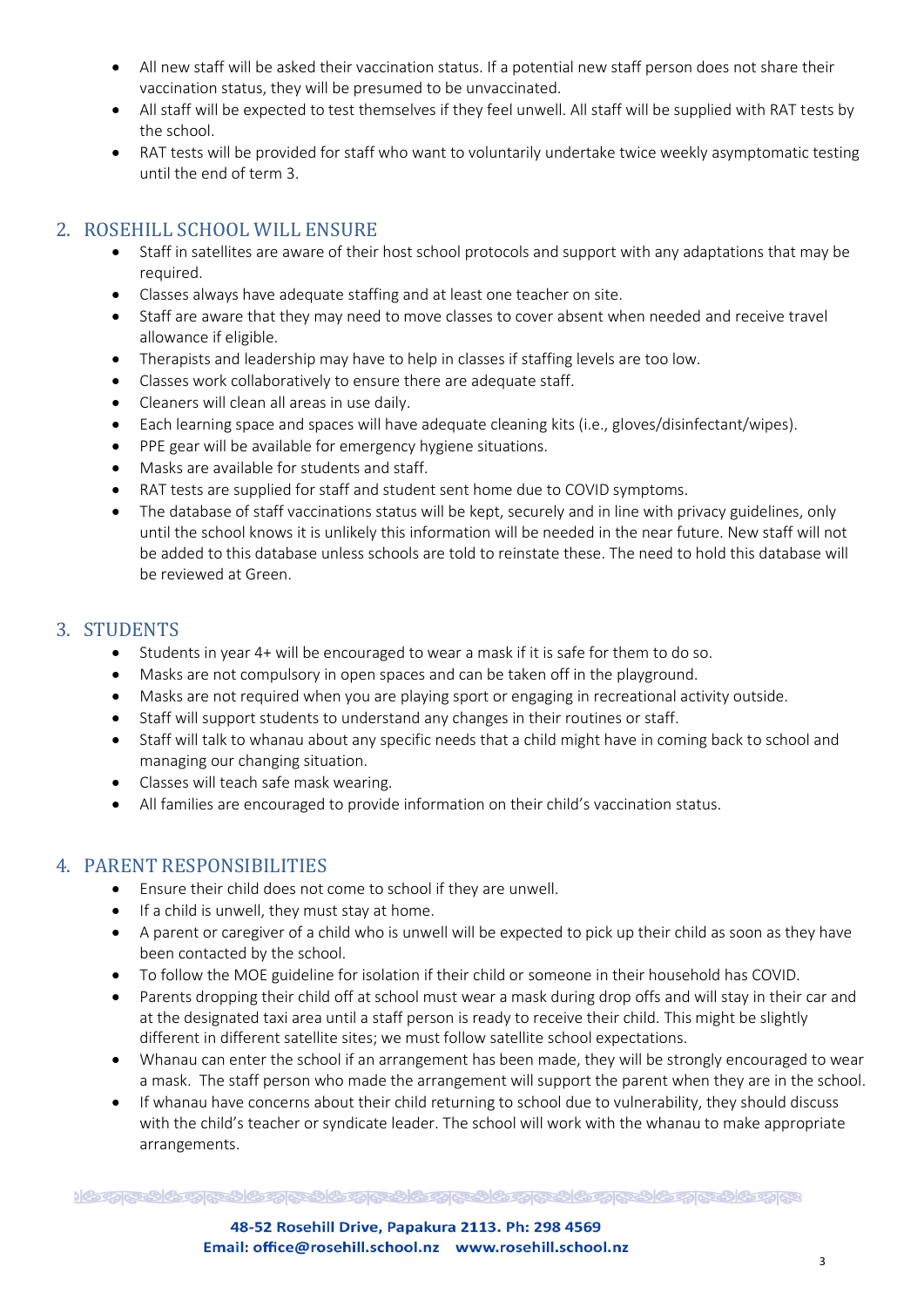- All new staff will be asked their vaccination status. If a potential new staff person does not share their vaccination status, they will be presumed to be unvaccinated.
- All staff will be expected to test themselves if they feel unwell. All staff will be supplied with RAT tests by the school.
- RAT tests will be provided for staff who want to voluntarily undertake twice weekly asymptomatic testing until the end of term 3.

## 2. ROSEHILL SCHOOL WILL ENSURE

- Staff in satellites are aware of their host school protocols and support with any adaptations that may be required.
- Classes always have adequate staffing and at least one teacher on site.
- Staff are aware that they may need to move classes to cover absent when needed and receive travel allowance if eligible.
- Therapists and leadership may have to help in classes if staffing levels are too low.
- Classes work collaboratively to ensure there are adequate staff.
- Cleaners will clean all areas in use daily.
- Each learning space and spaces will have adequate cleaning kits (i.e., gloves/disinfectant/wipes).
- PPE gear will be available for emergency hygiene situations.
- Masks are available for students and staff.
- RAT tests are supplied for staff and student sent home due to COVID symptoms.
- The database of staff vaccinations status will be kept, securely and in line with privacy guidelines, only until the school knows it is unlikely this information will be needed in the near future. New staff will not be added to this database unless schools are told to reinstate these. The need to hold this database will be reviewed at Green.

## 3. STUDENTS

- Students in year 4+ will be encouraged to wear a mask if it is safe for them to do so.
- Masks are not compulsory in open spaces and can be taken off in the playground.
- Masks are not required when you are playing sport or engaging in recreational activity outside.
- Staff will support students to understand any changes in their routines or staff.
- Staff will talk to whanau about any specific needs that a child might have in coming back to school and managing our changing situation.
- Classes will teach safe mask wearing.
- All families are encouraged to provide information on their child's vaccination status.

## 4. PARENT RESPONSIBILITIES

- Ensure their child does not come to school if they are unwell.
- If a child is unwell, they must stay at home.
- A parent or caregiver of a child who is unwell will be expected to pick up their child as soon as they have been contacted by the school.
- To follow the MOE guideline for isolation if their child or someone in their household has COVID.
- Parents dropping their child off at school must wear a mask during drop offs and will stay in their car and at the designated taxi area until a staff person is ready to receive their child. This might be slightly different in different satellite sites; we must follow satellite school expectations.
- Whanau can enter the school if an arrangement has been made, they will be strongly encouraged to wear a mask. The staff person who made the arrangement will support the parent when they are in the school.
- If whanau have concerns about their child returning to school due to vulnerability, they should discuss with the child's teacher or syndicate leader. The school will work with the whanau to make appropriate arrangements.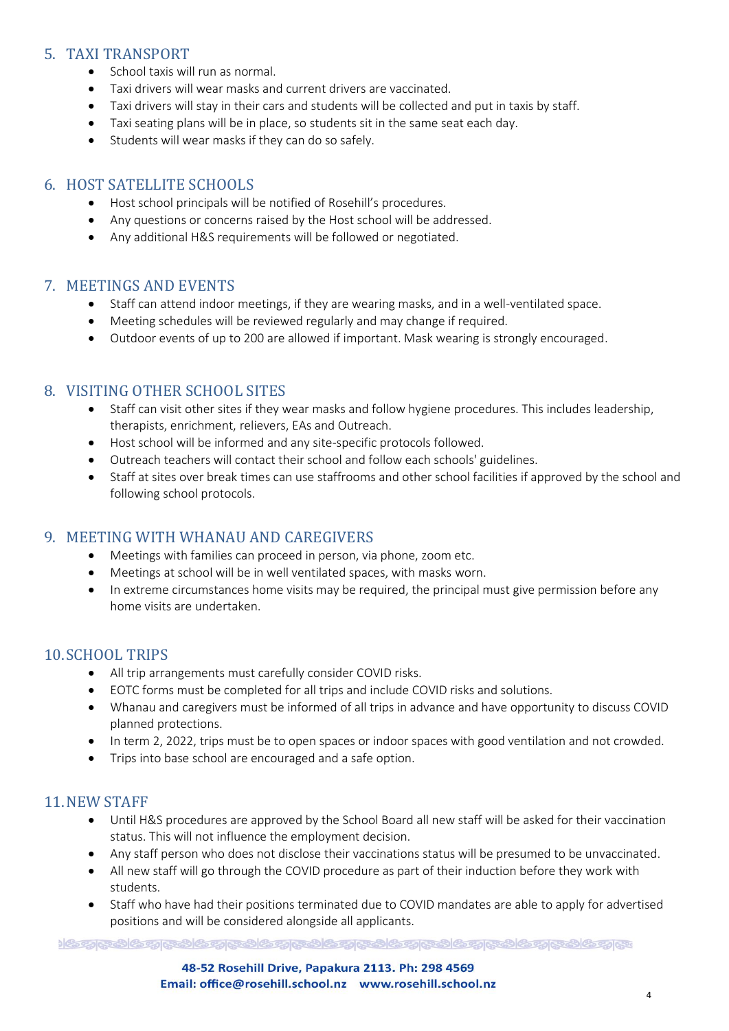## 5. TAXI TRANSPORT

- School taxis will run as normal.
- Taxi drivers will wear masks and current drivers are vaccinated.
- Taxi drivers will stay in their cars and students will be collected and put in taxis by staff.
- Taxi seating plans will be in place, so students sit in the same seat each day.
- Students will wear masks if they can do so safely.

## 6. HOST SATELLITE SCHOOLS

- Host school principals will be notified of Rosehill's procedures.
- Any questions or concerns raised by the Host school will be addressed.
- Any additional H&S requirements will be followed or negotiated.

## 7. MEETINGS AND EVENTS

- Staff can attend indoor meetings, if they are wearing masks, and in a well-ventilated space.
- Meeting schedules will be reviewed regularly and may change if required.
- Outdoor events of up to 200 are allowed if important. Mask wearing is strongly encouraged.

## 8. VISITING OTHER SCHOOL SITES

- Staff can visit other sites if they wear masks and follow hygiene procedures. This includes leadership, therapists, enrichment, relievers, EAs and Outreach.
- Host school will be informed and any site-specific protocols followed.
- Outreach teachers will contact their school and follow each schools' guidelines.
- Staff at sites over break times can use staffrooms and other school facilities if approved by the school and following school protocols.

## 9. MEETING WITH WHANAU AND CAREGIVERS

- Meetings with families can proceed in person, via phone, zoom etc.
- Meetings at school will be in well ventilated spaces, with masks worn.
- In extreme circumstances home visits may be required, the principal must give permission before any home visits are undertaken.

## 10. SCHOOL TRIPS

- All trip arrangements must carefully consider COVID risks.
- EOTC forms must be completed for all trips and include COVID risks and solutions.
- Whanau and caregivers must be informed of all trips in advance and have opportunity to discuss COVID planned protections.
- In term 2, 2022, trips must be to open spaces or indoor spaces with good ventilation and not crowded.
- Trips into base school are encouraged and a safe option.

## 11. NEW STAFF

- Until H&S procedures are approved by the School Board all new staff will be asked for their vaccination status. This will not influence the employment decision.
- Any staff person who does not disclose their vaccinations status will be presumed to be unvaccinated.
- All new staff will go through the COVID procedure as part of their induction before they work with students.
- Staff who have had their positions terminated due to COVID mandates are able to apply for advertised positions and will be considered alongside all applicants.

**48-52 Rosehill Drive, Papakura 2113. Ph: 298 4569**
**Email: office@rosehill.school.nz www.rosehill.school.nz**